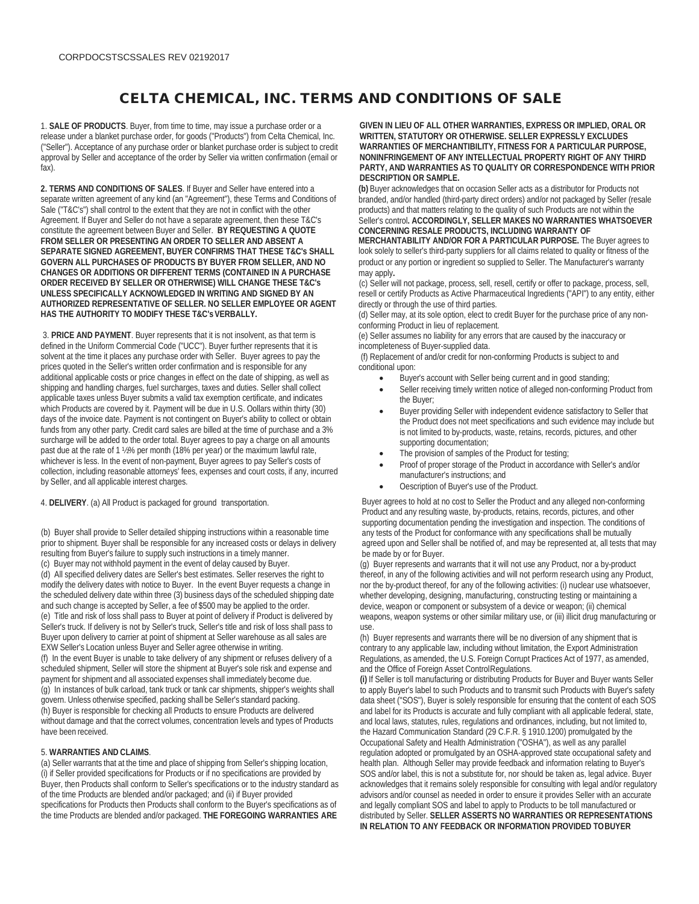CORPDOCSTSCSSALES REV 02192017

# CELTA CHEMICAL, INC. TERMS AND CONDITIONS OF SALE

1. **SALE OF PRODUCTS**. Buyer, from time to time, may issue a purchase order or a release under a blanket purchase order, for goods ("Products") from Celta Chemical, Inc. ("Seller"). Acceptance of any purchase order or blanket purchase order is subject to credit approval by Seller and acceptance of the order by Seller via written confirmation (email or fax).

**2. TERMS AND CONDITIONS OF SALES**. If Buyer and Seller have entered into a separate written agreement of any kind (an "Agreement"), these Terms and Conditions of Sale ("T&C's") shall control to the extent that they are not in conflict with the other Agreement. If Buyer and Seller do not have a separate agreement, then these T&C's constitute the agreement between Buyer and Seller. **BY REQUESTING A QUOTE FROM SELLER OR PRESENTING AN ORDER TO SELLER AND ABSENT A SEPARATE SIGNED AGREEMENT, BUYER CONFIRMS THAT THESE T&C's SHALL GOVERN ALL PURCHASES OF PRODUCTS BY BUYER FROM SELLER, AND NO CHANGES OR ADDITIONS OR DIFFERENT TERMS (CONTAINED IN A PURCHASE ORDER RECEIVED BY SELLER OR OTHERWISE) WILL CHANGE THESE T&C's UNLESS SPECIFICALLY ACKNOWLEDGED IN WRITING AND SIGNED BY AN AUTHORIZED REPRESENTATIVE OF SELLER. NO SELLER EMPLOYEE OR AGENT HAS THE AUTHORITY TO MODIFY THESE T&C's VERBALLY.**

3. **PRICE AND PAYMENT**. Buyer represents that it is not insolvent, as that term is defined in the Uniform Commercial Code ("UCC"). Buyer further represents that it is solvent at the time it places any purchase order with Seller. Buyer agrees to pay the prices quoted in the Seller's written order confirmation and is responsible for any additional applicable costs or price changes in effect on the date of shipping, as well as shipping and handling charges, fuel surcharges, taxes and duties. Seller shall collect applicable taxes unless Buyer submits a valid tax exemption certificate, and indicates which Products are covered by it. Payment will be due in U.S. Oollars within thirty (30) days of the invoice date. Payment is not contingent on Buyer's ability to collect or obtain funds from any other party. Credit card sales are billed at the time of purchase and a 3% surcharge will be added to the order total. Buyer agrees to pay a charge on all amounts past due at the rate of 1 ½% per month (18% per year) or the maximum lawful rate, whichever is less. In the event of non-payment, Buyer agrees to pay Seller's costs of collection, including reasonable attorneys' fees, expenses and court costs, if any, incurred by Seller, and all applicable interest charges.

4. **DELIVERY**. (a) All Product is packaged for ground transportation.

(b) Buyer shall provide to Seller detailed shipping instructions within a reasonable time prior to shipment. Buyer shall be responsible for any increased costs or delays in delivery resulting from Buyer's failure to supply such instructions in a timely manner.
(c) Buyer may not withhold payment in the event of delay caused by Buyer.
(d) All specified delivery dates are Seller's best estimates. Seller reserves the right to modify the delivery dates with notice to Buyer. In the event Buyer requests a change in the scheduled delivery date within three (3) business days of the scheduled shipping date and such change is accepted by Seller, a fee of $500 may be applied to the order.
(e) Title and risk of loss shall pass to Buyer at point of delivery if Product is delivered by Seller's truck. If delivery is not by Seller's truck, Seller's title and risk of loss shall pass to Buyer upon delivery to carrier at point of shipment at Seller warehouse as all sales are EXW Seller's Location unless Buyer and Seller agree otherwise in writing.
(f) In the event Buyer is unable to take delivery of any shipment or refuses delivery of a scheduled shipment, Seller will store the shipment at Buyer's sole risk and expense and payment for shipment and all associated expenses shall immediately become due.
(g) In instances of bulk carload, tank truck or tank car shipments, shipper's weights shall govern. Unless otherwise specified, packing shall be Seller's standard packing.
(h) Buyer is responsible for checking all Products to ensure Products are delivered without damage and that the correct volumes, concentration levels and types of Products have been received.

5. **WARRANTIES AND CLAIMS**.
(a) Seller warrants that at the time and place of shipping from Seller's shipping location, (i) if Seller provided specifications for Products or if no specifications are provided by Buyer, then Products shall conform to Seller's specifications or to the industry standard as of the time Products are blended and/or packaged; and (ii) if Buyer provided specifications for Products then Products shall conform to the Buyer's specifications as of the time Products are blended and/or packaged. **THE FOREGOING WARRANTIES ARE GIVEN IN LIEU OF ALL OTHER WARRANTIES, EXPRESS OR IMPLIED, ORAL OR WRITTEN, STATUTORY OR OTHERWISE. SELLER EXPRESSLY EXCLUDES WARRANTIES OF MERCHANTIBILITY, FITNESS FOR A PARTICULAR PURPOSE, NONINFRINGEMENT OF ANY INTELLECTUAL PROPERTY RIGHT OF ANY THIRD PARTY, AND WARRANTIES AS TO QUALITY OR CORRESPONDENCE WITH PRIOR DESCRIPTION OR SAMPLE.**
**(b)** Buyer acknowledges that on occasion Seller acts as a distributor for Products not branded, and/or handled (third-party direct orders) and/or not packaged by Seller (resale products) and that matters relating to the quality of such Products are not within the Seller's control**. ACCORDINGLY, SELLER MAKES NO WARRANTIES WHATSOEVER CONCERNING RESALE PRODUCTS, INCLUDING WARRANTY OF MERCHANTABILITY AND/OR FOR A PARTICULAR PURPOSE.** The Buyer agrees to look solely to seller's third-party suppliers for all claims related to quality or fitness of the product or any portion or ingredient so supplied to Seller. The Manufacturer's warranty may apply**.**
(c) Seller will not package, process, sell, resell, certify or offer to package, process, sell, resell or certify Products as Active Pharmaceutical Ingredients ("API") to any entity, either directly or through the use of third parties.
(d) Seller may, at its sole option, elect to credit Buyer for the purchase price of any non-conforming Product in lieu of replacement.
(e) Seller assumes no liability for any errors that are caused by the inaccuracy or incompleteness of Buyer-supplied data.
(f) Replacement of and/or credit for non-conforming Products is subject to and conditional upon:

- Buyer's account with Seller being current and in good standing;
- Seller receiving timely written notice of alleged non-conforming Product from the Buyer;
- Buyer providing Seller with independent evidence satisfactory to Seller that the Product does not meet specifications and such evidence may include but is not limited to by-products, waste, retains, records, pictures, and other supporting documentation;
- The provision of samples of the Product for testing;
- Proof of proper storage of the Product in accordance with Seller's and/or manufacturer's instructions; and
- Oescription of Buyer's use of the Product.

Buyer agrees to hold at no cost to Seller the Product and any alleged non-conforming Product and any resulting waste, by-products, retains, records, pictures, and other supporting documentation pending the investigation and inspection. The conditions of any tests of the Product for conformance with any specifications shall be mutually agreed upon and Seller shall be notified of, and may be represented at, all tests that may be made by or for Buyer.

(g) Buyer represents and warrants that it will not use any Product, nor a by-product thereof, in any of the following activities and will not perform research using any Product, nor the by-product thereof, for any of the following activities: (i) nuclear use whatsoever, whether developing, designing, manufacturing, constructing testing or maintaining a device, weapon or component or subsystem of a device or weapon; (ii) chemical weapons, weapon systems or other similar military use, or (iii) illicit drug manufacturing or use.
(h) Buyer represents and warrants there will be no diversion of any shipment that is contrary to any applicable law, including without limitation, the Export Administration Regulations, as amended, the U.S. Foreign Corrupt Practices Act of 1977, as amended, and the Office of Foreign Asset ControlRegulations.
**(i)** If Seller is toll manufacturing or distributing Products for Buyer and Buyer wants Seller to apply Buyer's label to such Products and to transmit such Products with Buyer's safety data sheet ("SOS"), Buyer is solely responsible for ensuring that the content of each SOS and label for its Products is accurate and fully compliant with all applicable federal, state, and local laws, statutes, rules, regulations and ordinances, including, but not limited to, the Hazard Communication Standard (29 C.F.R. § 1910.1200) promulgated by the Occupational Safety and Health Administration ("OSHA"), as well as any parallel regulation adopted or promulgated by an OSHA-approved state occupational safety and health plan. Although Seller may provide feedback and information relating to Buyer's SOS and/or label, this is not a substitute for, nor should be taken as, legal advice. Buyer acknowledges that it remains solely responsible for consulting with legal and/or regulatory advisors and/or counsel as needed in order to ensure it provides Seller with an accurate and legally compliant SOS and label to apply to Products to be toll manufactured or distributed by Seller. **SELLER ASSERTS NO WARRANTIES OR REPRESENTATIONS IN RELATION TO ANY FEEDBACK OR INFORMATION PROVIDED TOBUYER**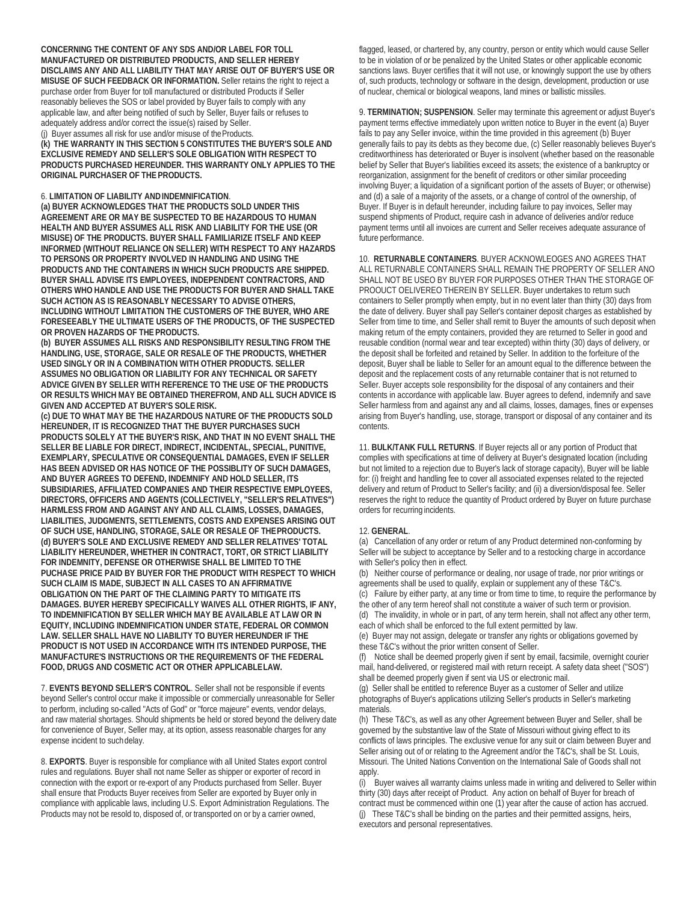**CONCERNING THE CONTENT OF ANY SDS AND/OR LABEL FOR TOLL MANUFACTURED OR DISTRIBUTED PRODUCTS, AND SELLER HEREBY DISCLAIMS ANY AND ALL LIABILITY THAT MAY ARISE OUT OF BUYER'S USE OR MISUSE OF SUCH FEEDBACK OR INFORMATION.** Seller retains the right to reject a purchase order from Buyer for toll manufactured or distributed Products if Seller reasonably believes the SOS or label provided by Buyer fails to comply with any applicable law, and after being notified of such by Seller, Buyer fails or refuses to adequately address and/or correct the issue(s) raised by Seller.

(j) Buyer assumes all risk for use and/or misuse of the Products.

**(k) THE WARRANTY IN THIS SECTION 5 CONSTITUTES THE BUYER'S SOLE AND EXCLUSIVE REMEDY AND SELLER'S SOLE OBLIGATION WITH RESPECT TO PRODUCTS PURCHASED HEREUNDER. THIS WARRANTY ONLY APPLIES TO THE ORIGINAL PURCHASER OF THE PRODUCTS.**

6. **LIMITATION OF LIABILITY AND INDEMNIFICATION**.

**(a) BUYER ACKNOWLEDGES THAT THE PRODUCTS SOLD UNDER THIS AGREEMENT ARE OR MAY BE SUSPECTED TO BE HAZARDOUS TO HUMAN HEALTH AND BUYER ASSUMES ALL RISK AND LIABILITY FOR THE USE (OR MISUSE) OF THE PRODUCTS. BUYER SHALL FAMILIARIZE ITSELF AND KEEP INFORMED (WITHOUT RELIANCE ON SELLER) WITH RESPECT TO ANY HAZARDS TO PERSONS OR PROPERTY INVOLVED IN HANDLING AND USING THE PRODUCTS AND THE CONTAINERS IN WHICH SUCH PRODUCTS ARE SHIPPED. BUYER SHALL ADVISE ITS EMPLOYEES, INDEPENDENT CONTRACTORS, AND OTHERS WHO HANDLE AND USE THE PRODUCTS FOR BUYER AND SHALL TAKE SUCH ACTION AS IS REASONABLY NECESSARY TO ADVISE OTHERS, INCLUDING WITHOUT LIMITATION THE CUSTOMERS OF THE BUYER, WHO ARE FORESEEABLY THE ULTIMATE USERS OF THE PRODUCTS, OF THE SUSPECTED OR PROVEN HAZARDS OF THE PRODUCTS.**

**(b) BUYER ASSUMES ALL RISKS AND RESPONSIBILITY RESULTING FROM THE HANDLING, USE, STORAGE, SALE OR RESALE OF THE PRODUCTS, WHETHER USED SINGLY OR IN A COMBINATION WITH OTHER PRODUCTS. SELLER ASSUMES NO OBLIGATION OR LIABILITY FOR ANY TECHNICAL OR SAFETY ADVICE GIVEN BY SELLER WITH REFERENCE TO THE USE OF THE PRODUCTS OR RESULTS WHICH MAY BE OBTAINED THEREFROM, AND ALL SUCH ADVICE IS GIVEN AND ACCEPTED AT BUYER'S SOLE RISK.**

**(c) DUE TO WHAT MAY BE THE HAZARDOUS NATURE OF THE PRODUCTS SOLD HEREUNDER, IT IS RECOGNIZED THAT THE BUYER PURCHASES SUCH PRODUCTS SOLELY AT THE BUYER'S RISK, AND THAT IN NO EVENT SHALL THE SELLER BE LIABLE FOR DIRECT, INDIRECT, INCIDENTAL, SPECIAL, PUNITIVE, EXEMPLARY, SPECULATIVE OR CONSEQUENTIAL DAMAGES, EVEN IF SELLER HAS BEEN ADVISED OR HAS NOTICE OF THE POSSIBLITY OF SUCH DAMAGES, AND BUYER AGREES TO DEFEND, INDEMNIFY AND HOLD SELLER, ITS SUBSIDIARIES, AFFILIATED COMPANIES AND THEIR RESPECTIVE EMPLOYEES, DIRECTORS, OFFICERS AND AGENTS (COLLECTIVELY, "SELLER'S RELATIVES") HARMLESS FROM AND AGAINST ANY AND ALL CLAIMS, LOSSES, DAMAGES, LIABILITIES, JUDGMENTS, SETTLEMENTS, COSTS AND EXPENSES ARISING OUT OF SUCH USE, HANDLING, STORAGE, SALE OR RESALE OF THE PRODUCTS.**

**(d) BUYER'S SOLE AND EXCLUSIVE REMEDY AND SELLER RELATIVES' TOTAL LIABILITY HEREUNDER, WHETHER IN CONTRACT, TORT, OR STRICT LIABILITY FOR INDEMNITY, DEFENSE OR OTHERWISE SHALL BE LIMITED TO THE PUCHASE PRICE PAID BY BUYER FOR THE PRODUCT WITH RESPECT TO WHICH SUCH CLAIM IS MADE, SUBJECT IN ALL CASES TO AN AFFIRMATIVE OBLIGATION ON THE PART OF THE CLAIMING PARTY TO MITIGATE ITS DAMAGES. BUYER HEREBY SPECIFICALLY WAIVES ALL OTHER RIGHTS, IF ANY, TO INDEMNIFICATION BY SELLER WHICH MAY BE AVAILABLE AT LAW OR IN EQUITY, INCLUDING INDEMNIFICATION UNDER STATE, FEDERAL OR COMMON LAW. SELLER SHALL HAVE NO LIABILITY TO BUYER HEREUNDER IF THE PRODUCT IS NOT USED IN ACCORDANCE WITH ITS INTENDED PURPOSE, THE MANUFACTURE'S INSTRUCTIONS OR THE REQUIREMENTS OF THE FEDERAL FOOD, DRUGS AND COSMETIC ACT OR OTHER APPLICABLE LAW.**

7. **EVENTS BEYOND SELLER'S CONTROL**. Seller shall not be responsible if events beyond Seller's control occur make it impossible or commercially unreasonable for Seller to perform, including so-called "Acts of God" or "force majeure" events, vendor delays, and raw material shortages. Should shipments be held or stored beyond the delivery date for convenience of Buyer, Seller may, at its option, assess reasonable charges for any expense incident to such delay.

8. **EXPORTS**. Buyer is responsible for compliance with all United States export control rules and regulations. Buyer shall not name Seller as shipper or exporter of record in connection with the export or re-export of any Products purchased from Seller. Buyer shall ensure that Products Buyer receives from Seller are exported by Buyer only in compliance with applicable laws, including U.S. Export Administration Regulations. The Products may not be resold to, disposed of, or transported on or by a carrier owned, flagged, leased, or chartered by, any country, person or entity which would cause Seller to be in violation of or be penalized by the United States or other applicable economic sanctions laws. Buyer certifies that it will not use, or knowingly support the use by others of, such products, technology or software in the design, development, production or use of nuclear, chemical or biological weapons, land mines or ballistic missiles.

9. **TERMINATION; SUSPENSION**. Seller may terminate this agreement or adjust Buyer's payment terms effective immediately upon written notice to Buyer in the event (a) Buyer fails to pay any Seller invoice, within the time provided in this agreement (b) Buyer generally fails to pay its debts as they become due, (c) Seller reasonably believes Buyer's creditworthiness has deteriorated or Buyer is insolvent (whether based on the reasonable belief by Seller that Buyer's liabilities exceed its assets; the existence of a bankruptcy or reorganization, assignment for the benefit of creditors or other similar proceeding involving Buyer; a liquidation of a significant portion of the assets of Buyer; or otherwise) and (d) a sale of a majority of the assets, or a change of control of the ownership, of Buyer. If Buyer is in default hereunder, including failure to pay invoices, Seller may suspend shipments of Product, require cash in advance of deliveries and/or reduce payment terms until all invoices are current and Seller receives adequate assurance of future performance.

10. **RETURNABLE CONTAINERS**. BUYER ACKNOWLEOGES ANO AGREES THAT ALL RETURNABLE CONTAINERS SHALL REMAIN THE PROPERTY OF SELLER ANO SHALL NOT BE USEO BY BUYER FOR PURPOSES OTHER THAN THE STORAGE OF PROOUCT OELIVEREO THEREIN BY SELLER. Buyer undertakes to return such containers to Seller promptly when empty, but in no event later than thirty (30) days from the date of delivery. Buyer shall pay Seller's container deposit charges as established by Seller from time to time, and Seller shall remit to Buyer the amounts of such deposit when making return of the empty containers, provided they are returned to Seller in good and reusable condition (normal wear and tear excepted) within thirty (30) days of delivery, or the deposit shall be forfeited and retained by Seller. In addition to the forfeiture of the deposit, Buyer shall be liable to Seller for an amount equal to the difference between the deposit and the replacement costs of any returnable container that is not returned to Seller. Buyer accepts sole responsibility for the disposal of any containers and their contents in accordance with applicable law. Buyer agrees to defend, indemnify and save Seller harmless from and against any and all claims, losses, damages, fines or expenses arising from Buyer's handling, use, storage, transport or disposal of any container and its contents.

11. **BULK/TANK FULL RETURNS**. If Buyer rejects all or any portion of Product that complies with specifications at time of delivery at Buyer's designated location (including but not limited to a rejection due to Buyer's lack of storage capacity), Buyer will be liable for: (i) freight and handling fee to cover all associated expenses related to the rejected delivery and return of Product to Seller's facility; and (ii) a diversion/disposal fee. Seller reserves the right to reduce the quantity of Product ordered by Buyer on future purchase orders for recurring incidents.

12. **GENERAL**.

(a) Cancellation of any order or return of any Product determined non-conforming by Seller will be subject to acceptance by Seller and to a restocking charge in accordance with Seller's policy then in effect.

(b) Neither course of performance or dealing, nor usage of trade, nor prior writings or agreements shall be used to qualify, explain or supplement any of these T&C's.

(c) Failure by either party, at any time or from time to time, to require the performance by the other of any term hereof shall not constitute a waiver of such term or provision.

(d) The invalidity, in whole or in part, of any term herein, shall not affect any other term, each of which shall be enforced to the full extent permitted by law.

(e) Buyer may not assign, delegate or transfer any rights or obligations governed by these T&C's without the prior written consent of Seller.

(f) Notice shall be deemed properly given if sent by email, facsimile, overnight courier mail, hand-delivered, or registered mail with return receipt. A safety data sheet ("SOS") shall be deemed properly given if sent via US or electronic mail.

(g) Seller shall be entitled to reference Buyer as a customer of Seller and utilize photographs of Buyer's applications utilizing Seller's products in Seller's marketing materials.

(h) These T&C's, as well as any other Agreement between Buyer and Seller, shall be governed by the substantive law of the State of Missouri without giving effect to its conflicts of laws principles. The exclusive venue for any suit or claim between Buyer and Seller arising out of or relating to the Agreement and/or the T&C's, shall be St. Louis, Missouri. The United Nations Convention on the International Sale of Goods shall not apply.

(i) Buyer waives all warranty claims unless made in writing and delivered to Seller within thirty (30) days after receipt of Product. Any action on behalf of Buyer for breach of contract must be commenced within one (1) year after the cause of action has accrued.

(j) These T&C's shall be binding on the parties and their permitted assigns, heirs, executors and personal representatives.